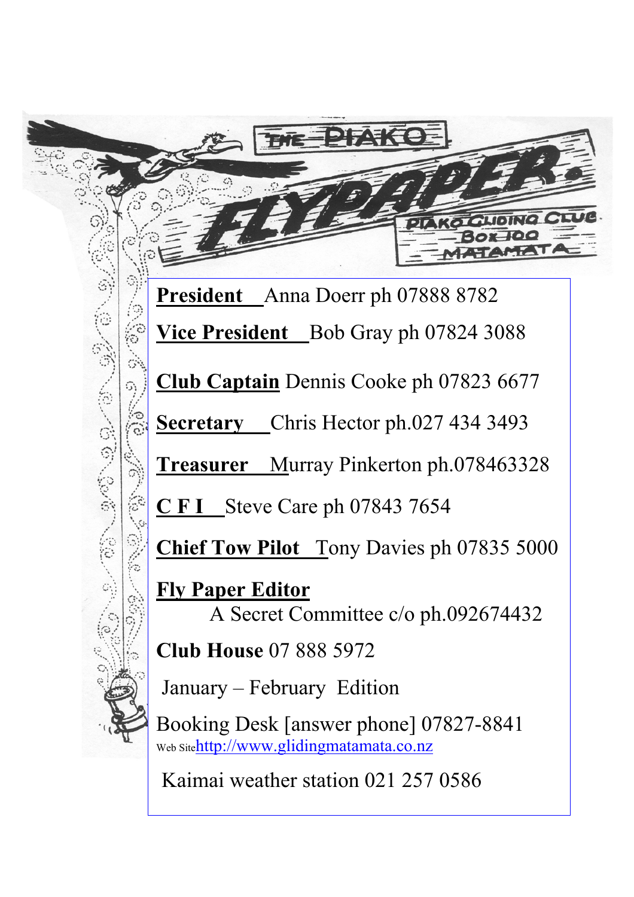# THE PIAKO FLYPAPER.

PIAKO GLIDING CLUB
Box 100
MATAMATA

**President** Anna Doerr ph 07888 8782

**Vice President** Bob Gray ph 07824 3088

**Club Captain** Dennis Cooke ph 07823 6677

**Secretary** Chris Hector ph.027 434 3493

**Treasurer** Murray Pinkerton ph.078463328

**C F I** Steve Care ph 07843 7654

**Chief Tow Pilot** Tony Davies ph 07835 5000

**Fly Paper Editor**
A Secret Committee c/o ph.092674432

**Club House** 07 888 5972

January – February Edition

Booking Desk [answer phone] 07827-8841
Web Site http://www.glidingmatamata.co.nz

Kaimai weather station 021 257 0586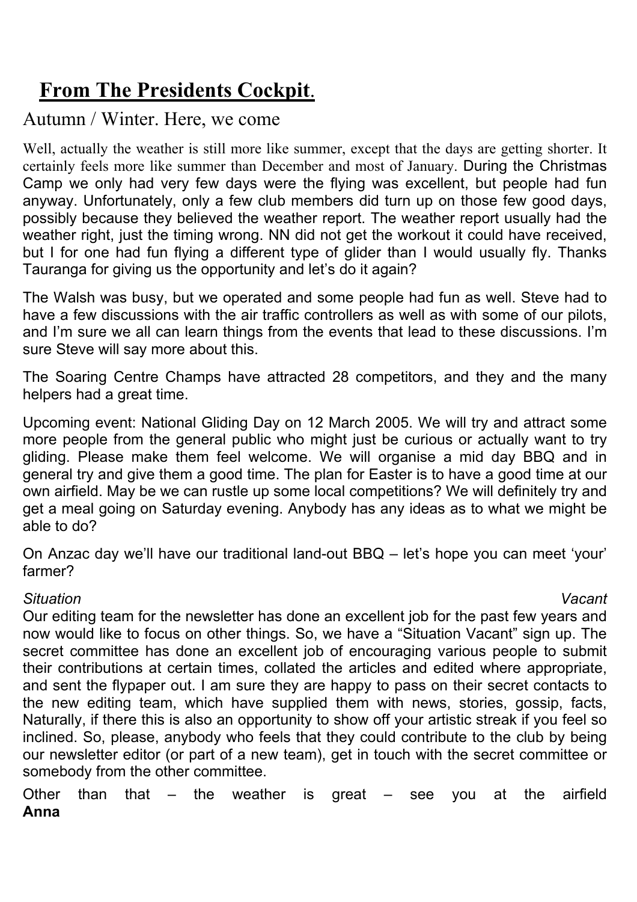# **From The Presidents Cockpit.**

## Autumn / Winter. Here, we come

Well, actually the weather is still more like summer, except that the days are getting shorter. It certainly feels more like summer than December and most of January. During the Christmas Camp we only had very few days were the flying was excellent, but people had fun anyway. Unfortunately, only a few club members did turn up on those few good days, possibly because they believed the weather report. The weather report usually had the weather right, just the timing wrong. NN did not get the workout it could have received, but I for one had fun flying a different type of glider than I would usually fly. Thanks Tauranga for giving us the opportunity and let's do it again?

The Walsh was busy, but we operated and some people had fun as well. Steve had to have a few discussions with the air traffic controllers as well as with some of our pilots, and I'm sure we all can learn things from the events that lead to these discussions. I'm sure Steve will say more about this.

The Soaring Centre Champs have attracted 28 competitors, and they and the many helpers had a great time.

Upcoming event: National Gliding Day on 12 March 2005. We will try and attract some more people from the general public who might just be curious or actually want to try gliding. Please make them feel welcome. We will organise a mid day BBQ and in general try and give them a good time. The plan for Easter is to have a good time at our own airfield. May be we can rustle up some local competitions? We will definitely try and get a meal going on Saturday evening. Anybody has any ideas as to what we might be able to do?

On Anzac day we'll have our traditional land-out BBQ – let's hope you can meet 'your' farmer?

*Situation Vacant*

Our editing team for the newsletter has done an excellent job for the past few years and now would like to focus on other things. So, we have a "Situation Vacant" sign up. The secret committee has done an excellent job of encouraging various people to submit their contributions at certain times, collated the articles and edited where appropriate, and sent the flypaper out. I am sure they are happy to pass on their secret contacts to the new editing team, which have supplied them with news, stories, gossip, facts, Naturally, if there this is also an opportunity to show off your artistic streak if you feel so inclined. So, please, anybody who feels that they could contribute to the club by being our newsletter editor (or part of a new team), get in touch with the secret committee or somebody from the other committee.

Other than that – the weather is great – see you at the airfield

**Anna**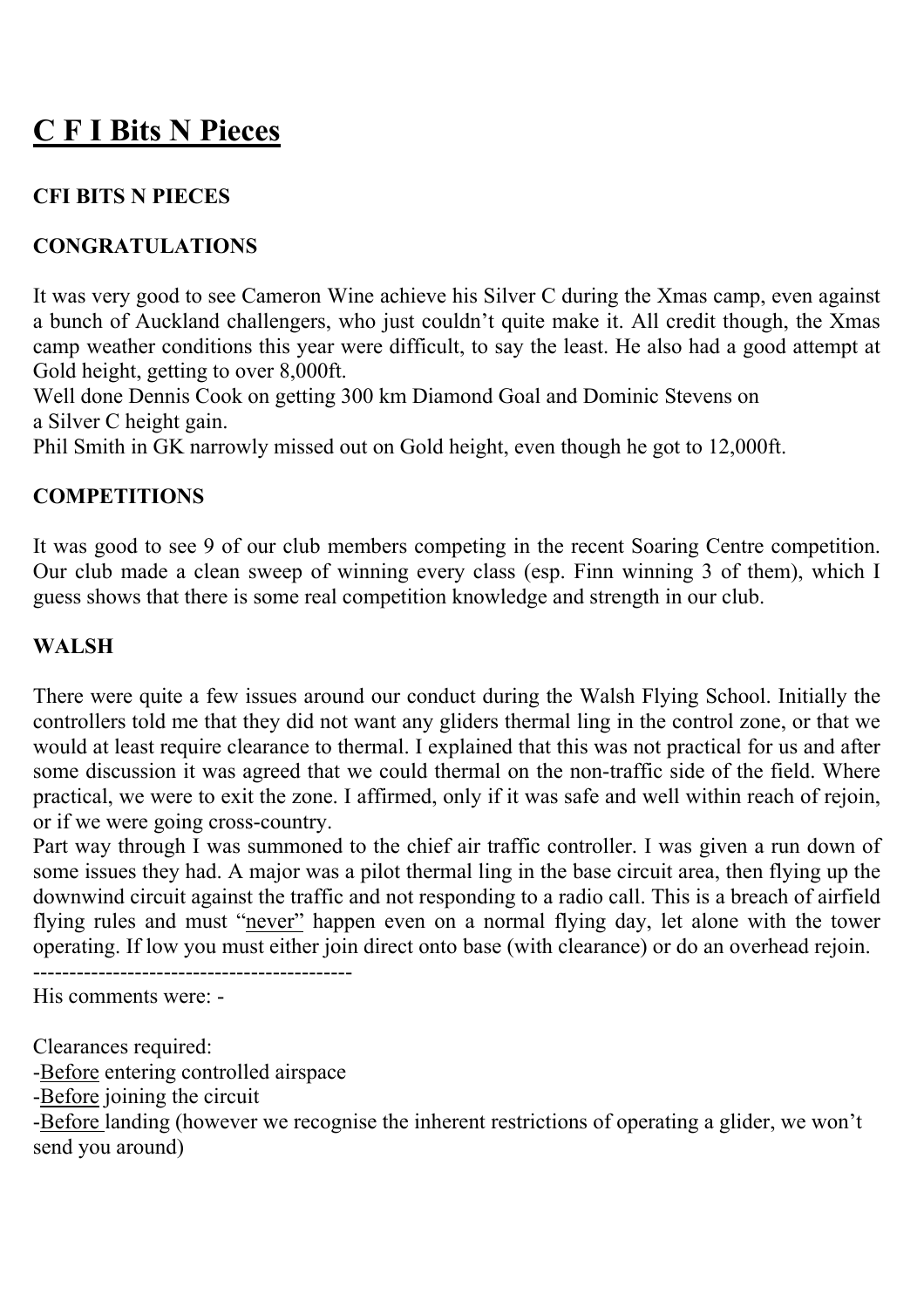# C F I Bits N Pieces

**CFI BITS N PIECES**

**CONGRATULATIONS**

It was very good to see Cameron Wine achieve his Silver C during the Xmas camp, even against a bunch of Auckland challengers, who just couldn't quite make it. All credit though, the Xmas camp weather conditions this year were difficult, to say the least. He also had a good attempt at Gold height, getting to over 8,000ft.
Well done Dennis Cook on getting 300 km Diamond Goal and Dominic Stevens on a Silver C height gain.
Phil Smith in GK narrowly missed out on Gold height, even though he got to 12,000ft.

**COMPETITIONS**

It was good to see 9 of our club members competing in the recent Soaring Centre competition. Our club made a clean sweep of winning every class (esp. Finn winning 3 of them), which I guess shows that there is some real competition knowledge and strength in our club.

**WALSH**

There were quite a few issues around our conduct during the Walsh Flying School. Initially the controllers told me that they did not want any gliders thermal ling in the control zone, or that we would at least require clearance to thermal. I explained that this was not practical for us and after some discussion it was agreed that we could thermal on the non-traffic side of the field. Where practical, we were to exit the zone. I affirmed, only if it was safe and well within reach of rejoin, or if we were going cross-country.
Part way through I was summoned to the chief air traffic controller. I was given a run down of some issues they had. A major was a pilot thermal ling in the base circuit area, then flying up the downwind circuit against the traffic and not responding to a radio call. This is a breach of airfield flying rules and must "never" happen even on a normal flying day, let alone with the tower operating. If low you must either join direct onto base (with clearance) or do an overhead rejoin.

--------------------------------------------

His comments were: -

Clearances required:
-Before entering controlled airspace
-Before joining the circuit
-Before landing (however we recognise the inherent restrictions of operating a glider, we won't send you around)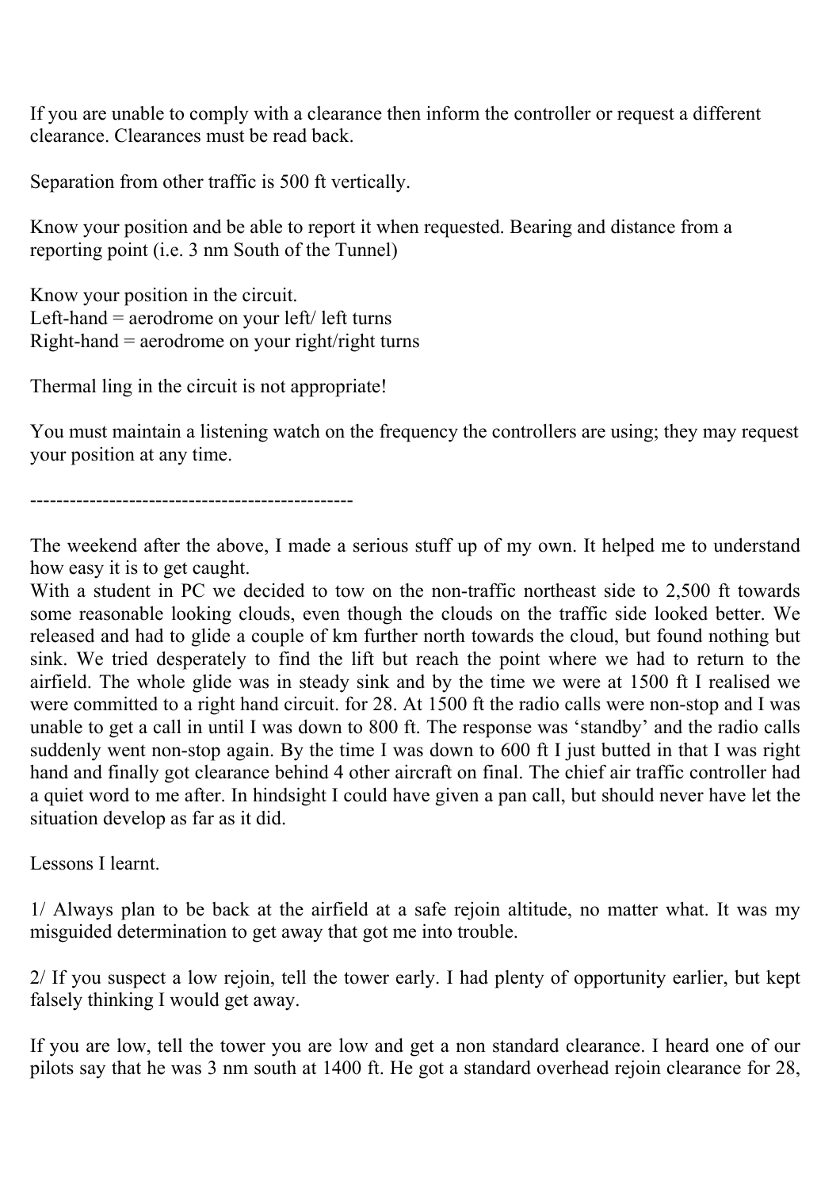If you are unable to comply with a clearance then inform the controller or request a different clearance. Clearances must be read back.

Separation from other traffic is 500 ft vertically.

Know your position and be able to report it when requested. Bearing and distance from a reporting point (i.e. 3 nm South of the Tunnel)

Know your position in the circuit.
Left-hand = aerodrome on your left/ left turns
Right-hand = aerodrome on your right/right turns

Thermal ling in the circuit is not appropriate!

You must maintain a listening watch on the frequency the controllers are using; they may request your position at any time.

-------------------------------------------------

The weekend after the above, I made a serious stuff up of my own. It helped me to understand how easy it is to get caught.
With a student in PC we decided to tow on the non-traffic northeast side to 2,500 ft towards some reasonable looking clouds, even though the clouds on the traffic side looked better. We released and had to glide a couple of km further north towards the cloud, but found nothing but sink. We tried desperately to find the lift but reach the point where we had to return to the airfield. The whole glide was in steady sink and by the time we were at 1500 ft I realised we were committed to a right hand circuit. for 28. At 1500 ft the radio calls were non-stop and I was unable to get a call in until I was down to 800 ft. The response was 'standby' and the radio calls suddenly went non-stop again. By the time I was down to 600 ft I just butted in that I was right hand and finally got clearance behind 4 other aircraft on final. The chief air traffic controller had a quiet word to me after. In hindsight I could have given a pan call, but should never have let the situation develop as far as it did.

Lessons I learnt.

1/ Always plan to be back at the airfield at a safe rejoin altitude, no matter what. It was my misguided determination to get away that got me into trouble.

2/ If you suspect a low rejoin, tell the tower early. I had plenty of opportunity earlier, but kept falsely thinking I would get away.

If you are low, tell the tower you are low and get a non standard clearance. I heard one of our pilots say that he was 3 nm south at 1400 ft. He got a standard overhead rejoin clearance for 28,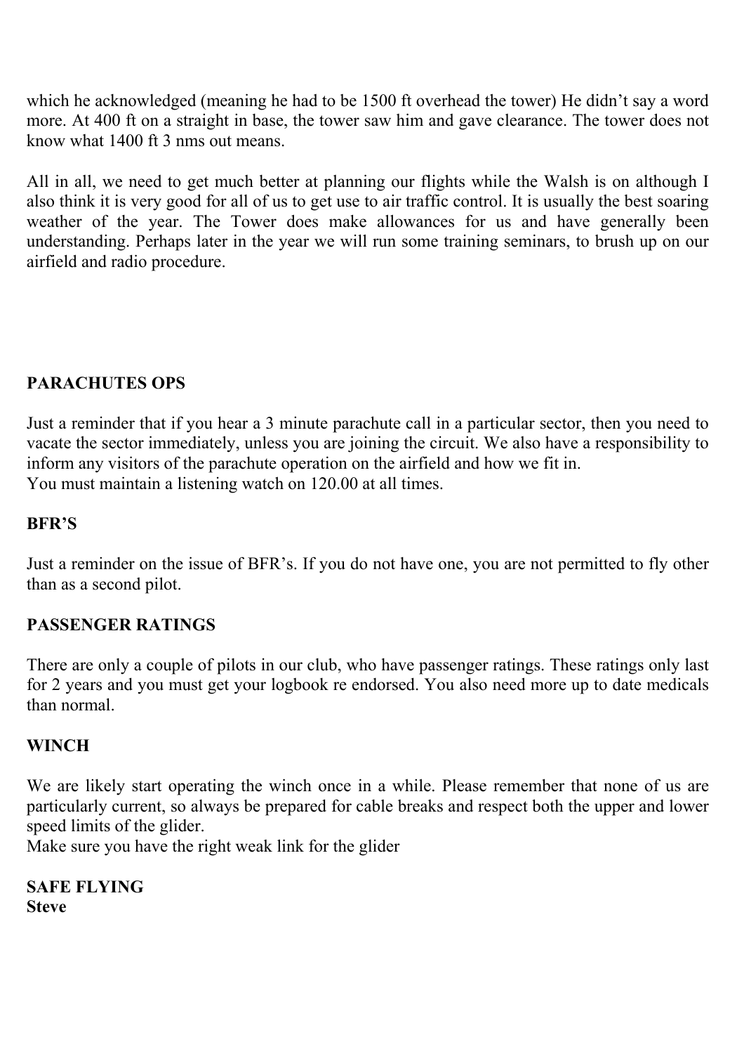which he acknowledged (meaning he had to be 1500 ft overhead the tower) He didn't say a word more. At 400 ft on a straight in base, the tower saw him and gave clearance. The tower does not know what 1400 ft 3 nms out means.

All in all, we need to get much better at planning our flights while the Walsh is on although I also think it is very good for all of us to get use to air traffic control. It is usually the best soaring weather of the year. The Tower does make allowances for us and have generally been understanding. Perhaps later in the year we will run some training seminars, to brush up on our airfield and radio procedure.

## PARACHUTES OPS

Just a reminder that if you hear a 3 minute parachute call in a particular sector, then you need to vacate the sector immediately, unless you are joining the circuit. We also have a responsibility to inform any visitors of the parachute operation on the airfield and how we fit in.
You must maintain a listening watch on 120.00 at all times.

## BFR'S

Just a reminder on the issue of BFR's. If you do not have one, you are not permitted to fly other than as a second pilot.

## PASSENGER RATINGS

There are only a couple of pilots in our club, who have passenger ratings. These ratings only last for 2 years and you must get your logbook re endorsed. You also need more up to date medicals than normal.

## WINCH

We are likely start operating the winch once in a while. Please remember that none of us are particularly current, so always be prepared for cable breaks and respect both the upper and lower speed limits of the glider.
Make sure you have the right weak link for the glider

**SAFE FLYING**
**Steve**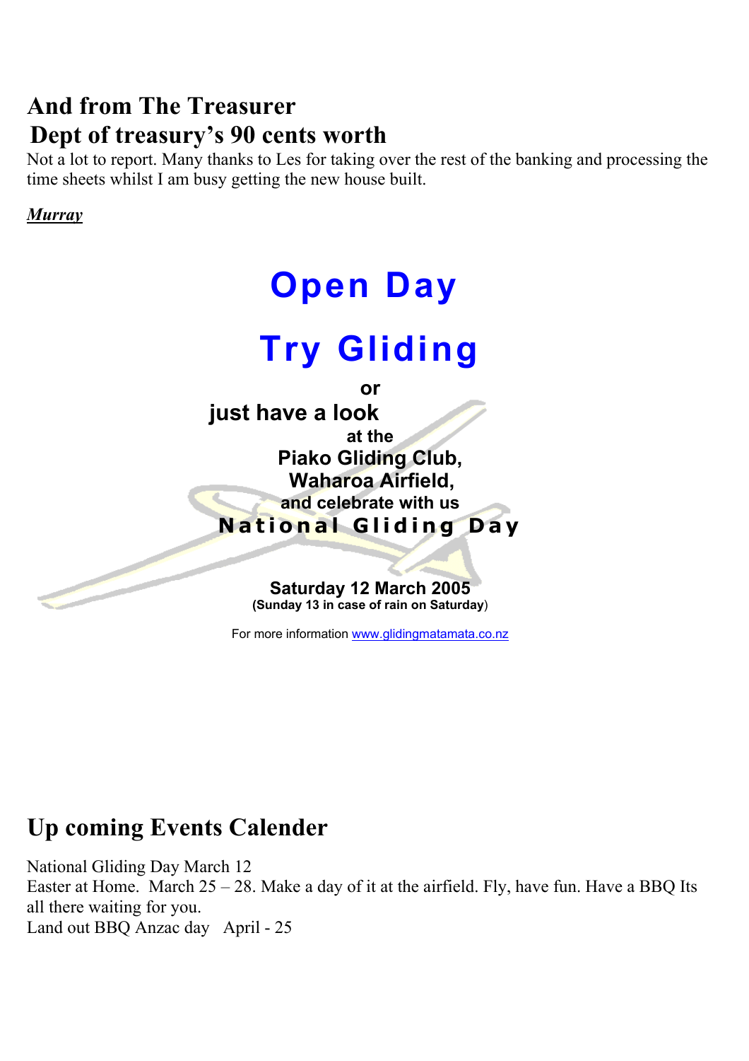## And from The Treasurer
## Dept of treasury's 90 cents worth

Not a lot to report. Many thanks to Les for taking over the rest of the banking and processing the time sheets whilst I am busy getting the new house built.

***Murray***

# Open Day

# Try Gliding

**or**

**just have a look**

**at the**

**Piako Gliding Club,**

**Waharoa Airfield,**

**and celebrate with us**

**National Gliding Day**

**Saturday 12 March 2005**

**(Sunday 13 in case of rain on Saturday)**

For more information www.glidingmatamata.co.nz

## Up coming Events Calender

National Gliding Day March 12

Easter at Home. March 25 – 28. Make a day of it at the airfield. Fly, have fun. Have a BBQ Its all there waiting for you.

Land out BBQ Anzac day April - 25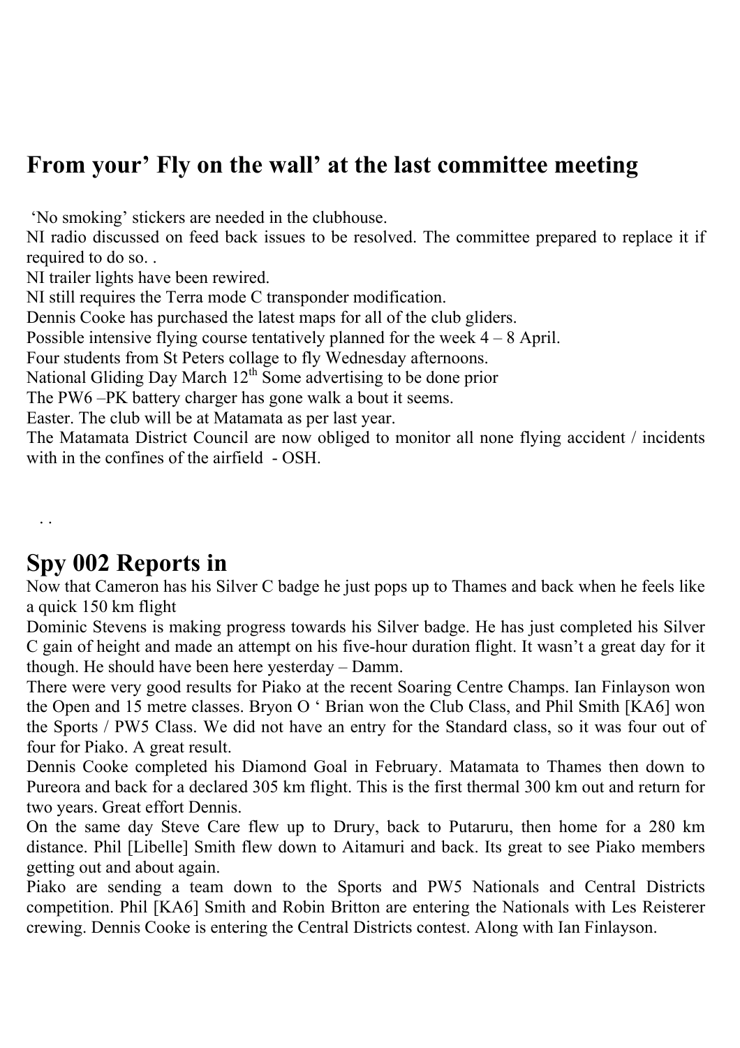# From your' Fly on the wall' at the last committee meeting

'No smoking' stickers are needed in the clubhouse.
NI radio discussed on feed back issues to be resolved. The committee prepared to replace it if required to do so. .
NI trailer lights have been rewired.
NI still requires the Terra mode C transponder modification.
Dennis Cooke has purchased the latest maps for all of the club gliders.
Possible intensive flying course tentatively planned for the week 4 – 8 April.
Four students from St Peters collage to fly Wednesday afternoons.
National Gliding Day March 12th Some advertising to be done prior
The PW6 –PK battery charger has gone walk a bout it seems.
Easter. The club will be at Matamata as per last year.
The Matamata District Council are now obliged to monitor all none flying accident / incidents with in the confines of the airfield - OSH.

. .

# Spy 002 Reports in

Now that Cameron has his Silver C badge he just pops up to Thames and back when he feels like a quick 150 km flight
Dominic Stevens is making progress towards his Silver badge. He has just completed his Silver C gain of height and made an attempt on his five-hour duration flight. It wasn't a great day for it though. He should have been here yesterday – Damm.
There were very good results for Piako at the recent Soaring Centre Champs. Ian Finlayson won the Open and 15 metre classes. Bryon O ' Brian won the Club Class, and Phil Smith [KA6] won the Sports / PW5 Class. We did not have an entry for the Standard class, so it was four out of four for Piako. A great result.
Dennis Cooke completed his Diamond Goal in February. Matamata to Thames then down to Pureora and back for a declared 305 km flight. This is the first thermal 300 km out and return for two years. Great effort Dennis.
On the same day Steve Care flew up to Drury, back to Putaruru, then home for a 280 km distance. Phil [Libelle] Smith flew down to Aitamuri and back. Its great to see Piako members getting out and about again.
Piako are sending a team down to the Sports and PW5 Nationals and Central Districts competition. Phil [KA6] Smith and Robin Britton are entering the Nationals with Les Reisterer crewing. Dennis Cooke is entering the Central Districts contest. Along with Ian Finlayson.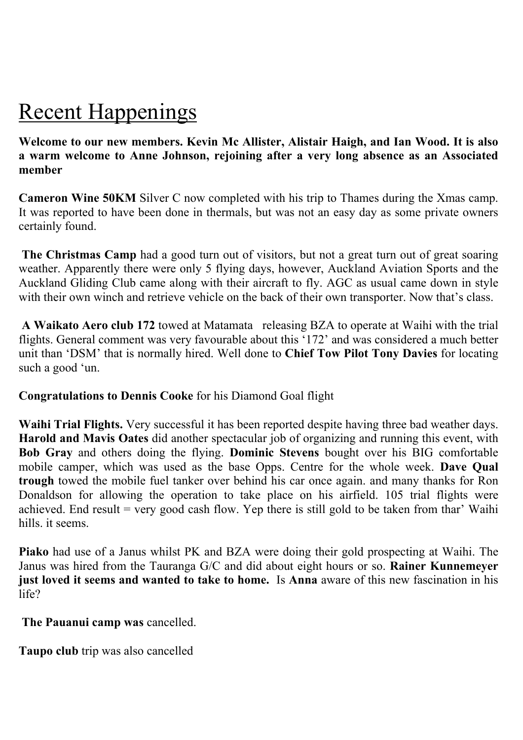# Recent Happenings

**Welcome to our new members. Kevin Mc Allister, Alistair Haigh, and Ian Wood. It is also a warm welcome to Anne Johnson, rejoining after a very long absence as an Associated member**

**Cameron Wine 50KM** Silver C now completed with his trip to Thames during the Xmas camp. It was reported to have been done in thermals, but was not an easy day as some private owners certainly found.

**The Christmas Camp** had a good turn out of visitors, but not a great turn out of great soaring weather. Apparently there were only 5 flying days, however, Auckland Aviation Sports and the Auckland Gliding Club came along with their aircraft to fly. AGC as usual came down in style with their own winch and retrieve vehicle on the back of their own transporter. Now that's class.

**A Waikato Aero club 172** towed at Matamata releasing BZA to operate at Waihi with the trial flights. General comment was very favourable about this '172' and was considered a much better unit than 'DSM' that is normally hired. Well done to **Chief Tow Pilot Tony Davies** for locating such a good 'un.

**Congratulations to Dennis Cooke** for his Diamond Goal flight

**Waihi Trial Flights.** Very successful it has been reported despite having three bad weather days. **Harold and Mavis Oates** did another spectacular job of organizing and running this event, with **Bob Gray** and others doing the flying. **Dominic Stevens** bought over his BIG comfortable mobile camper, which was used as the base Opps. Centre for the whole week. **Dave Qual trough** towed the mobile fuel tanker over behind his car once again. and many thanks for Ron Donaldson for allowing the operation to take place on his airfield. 105 trial flights were achieved. End result = very good cash flow. Yep there is still gold to be taken from thar' Waihi hills. it seems.

**Piako** had use of a Janus whilst PK and BZA were doing their gold prospecting at Waihi. The Janus was hired from the Tauranga G/C and did about eight hours or so. **Rainer Kunnemeyer just loved it seems and wanted to take to home.** Is **Anna** aware of this new fascination in his life?

**The Pauanui camp was** cancelled.

**Taupo club** trip was also cancelled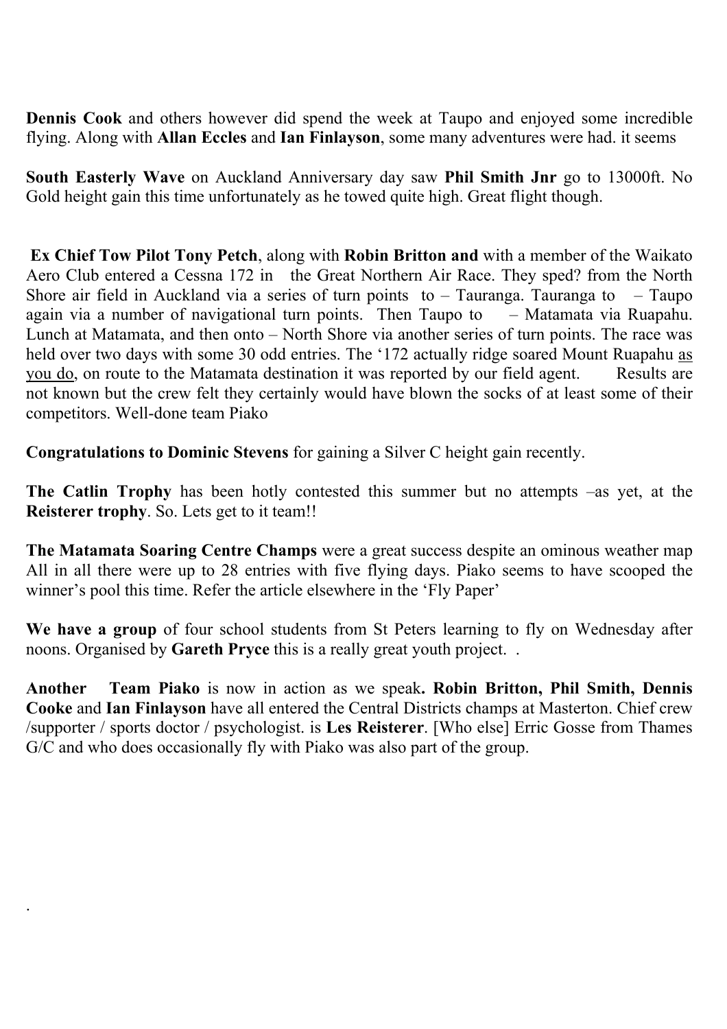**Dennis Cook** and others however did spend the week at Taupo and enjoyed some incredible flying. Along with **Allan Eccles** and **Ian Finlayson**, some many adventures were had. it seems

**South Easterly Wave** on Auckland Anniversary day saw **Phil Smith Jnr** go to 13000ft. No Gold height gain this time unfortunately as he towed quite high. Great flight though.

**Ex Chief Tow Pilot Tony Petch**, along with **Robin Britton and** with a member of the Waikato Aero Club entered a Cessna 172 in the Great Northern Air Race. They sped? from the North Shore air field in Auckland via a series of turn points to – Tauranga. Tauranga to – Taupo again via a number of navigational turn points. Then Taupo to – Matamata via Ruapahu. Lunch at Matamata, and then onto – North Shore via another series of turn points. The race was held over two days with some 30 odd entries. The '172 actually ridge soared Mount Ruapahu <u>as you do</u>, on route to the Matamata destination it was reported by our field agent. Results are not known but the crew felt they certainly would have blown the socks of at least some of their competitors. Well-done team Piako

**Congratulations to Dominic Stevens** for gaining a Silver C height gain recently.

**The Catlin Trophy** has been hotly contested this summer but no attempts –as yet, at the **Reisterer trophy**. So. Lets get to it team!!

**The Matamata Soaring Centre Champs** were a great success despite an ominous weather map All in all there were up to 28 entries with five flying days. Piako seems to have scooped the winner's pool this time. Refer the article elsewhere in the 'Fly Paper'

**We have a group** of four school students from St Peters learning to fly on Wednesday after noons. Organised by **Gareth Pryce** this is a really great youth project. .

**Another Team Piako** is now in action as we speak**. Robin Britton, Phil Smith, Dennis Cooke** and **Ian Finlayson** have all entered the Central Districts champs at Masterton. Chief crew /supporter / sports doctor / psychologist. is **Les Reisterer**. [Who else] Erric Gosse from Thames G/C and who does occasionally fly with Piako was also part of the group.

.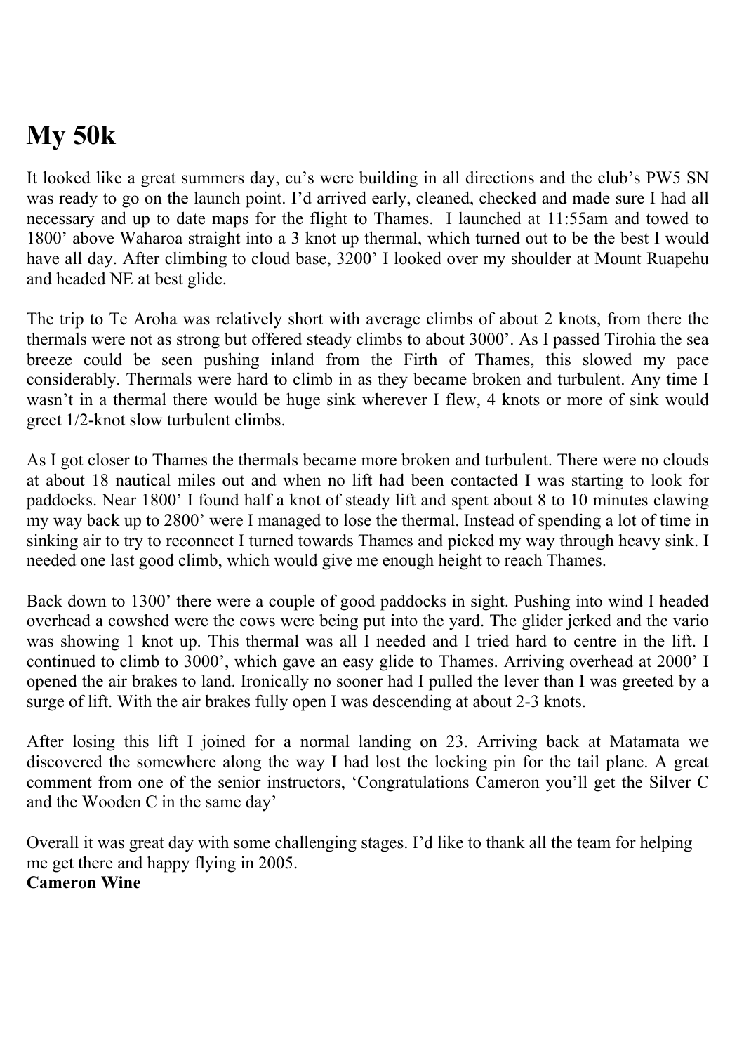# My 50k

It looked like a great summers day, cu's were building in all directions and the club's PW5 SN was ready to go on the launch point. I'd arrived early, cleaned, checked and made sure I had all necessary and up to date maps for the flight to Thames. I launched at 11:55am and towed to 1800' above Waharoa straight into a 3 knot up thermal, which turned out to be the best I would have all day. After climbing to cloud base, 3200' I looked over my shoulder at Mount Ruapehu and headed NE at best glide.

The trip to Te Aroha was relatively short with average climbs of about 2 knots, from there the thermals were not as strong but offered steady climbs to about 3000'. As I passed Tirohia the sea breeze could be seen pushing inland from the Firth of Thames, this slowed my pace considerably. Thermals were hard to climb in as they became broken and turbulent. Any time I wasn't in a thermal there would be huge sink wherever I flew, 4 knots or more of sink would greet 1/2-knot slow turbulent climbs.

As I got closer to Thames the thermals became more broken and turbulent. There were no clouds at about 18 nautical miles out and when no lift had been contacted I was starting to look for paddocks. Near 1800' I found half a knot of steady lift and spent about 8 to 10 minutes clawing my way back up to 2800' were I managed to lose the thermal. Instead of spending a lot of time in sinking air to try to reconnect I turned towards Thames and picked my way through heavy sink. I needed one last good climb, which would give me enough height to reach Thames.

Back down to 1300' there were a couple of good paddocks in sight. Pushing into wind I headed overhead a cowshed were the cows were being put into the yard. The glider jerked and the vario was showing 1 knot up. This thermal was all I needed and I tried hard to centre in the lift. I continued to climb to 3000', which gave an easy glide to Thames. Arriving overhead at 2000' I opened the air brakes to land. Ironically no sooner had I pulled the lever than I was greeted by a surge of lift. With the air brakes fully open I was descending at about 2-3 knots.

After losing this lift I joined for a normal landing on 23. Arriving back at Matamata we discovered the somewhere along the way I had lost the locking pin for the tail plane. A great comment from one of the senior instructors, 'Congratulations Cameron you'll get the Silver C and the Wooden C in the same day'

Overall it was great day with some challenging stages. I'd like to thank all the team for helping me get there and happy flying in 2005.

**Cameron Wine**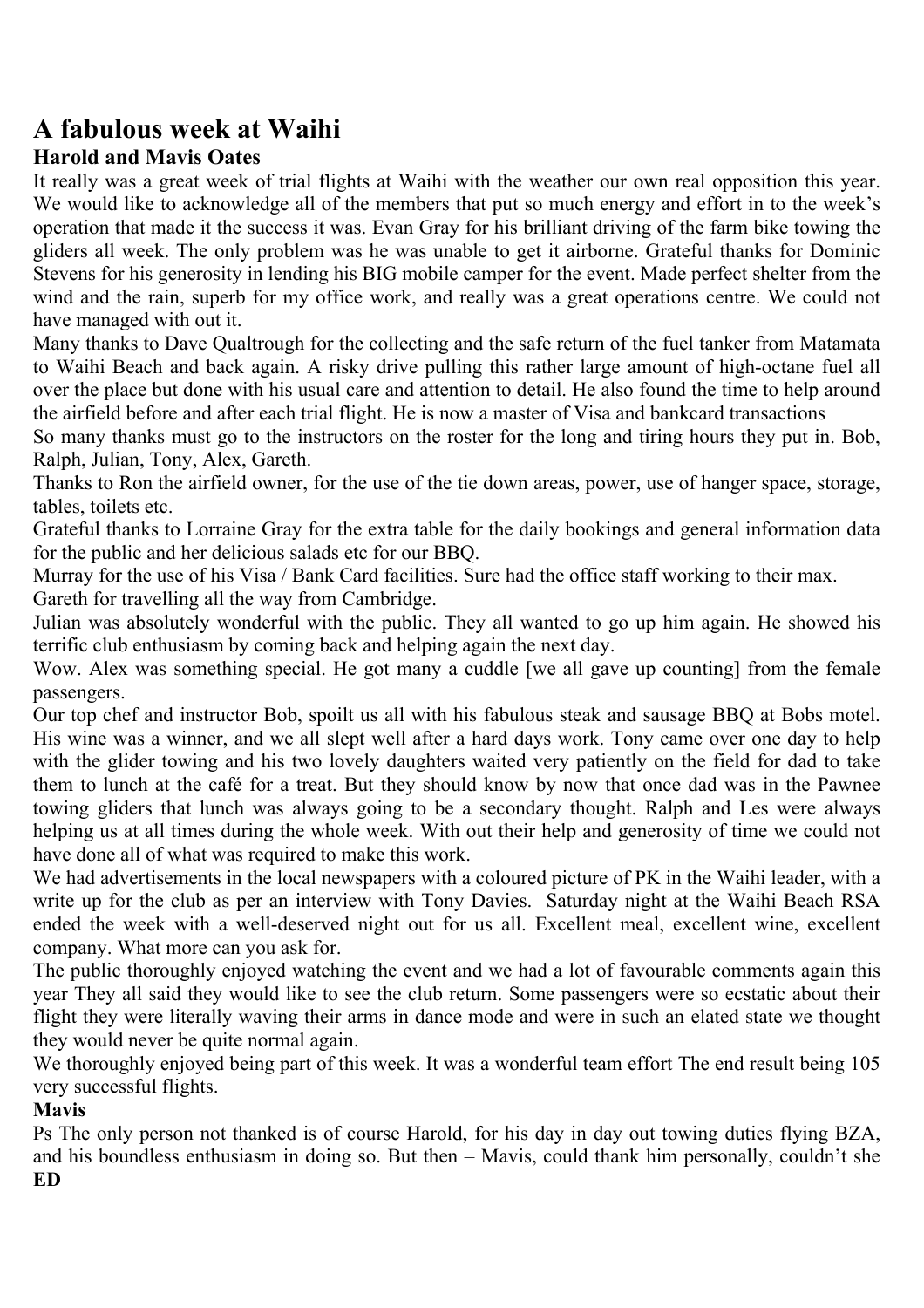# A fabulous week at Waihi

**Harold and Mavis Oates**

It really was a great week of trial flights at Waihi with the weather our own real opposition this year. We would like to acknowledge all of the members that put so much energy and effort in to the week's operation that made it the success it was. Evan Gray for his brilliant driving of the farm bike towing the gliders all week. The only problem was he was unable to get it airborne. Grateful thanks for Dominic Stevens for his generosity in lending his BIG mobile camper for the event. Made perfect shelter from the wind and the rain, superb for my office work, and really was a great operations centre. We could not have managed with out it.

Many thanks to Dave Qualtrough for the collecting and the safe return of the fuel tanker from Matamata to Waihi Beach and back again. A risky drive pulling this rather large amount of high-octane fuel all over the place but done with his usual care and attention to detail. He also found the time to help around the airfield before and after each trial flight. He is now a master of Visa and bankcard transactions

So many thanks must go to the instructors on the roster for the long and tiring hours they put in. Bob, Ralph, Julian, Tony, Alex, Gareth.

Thanks to Ron the airfield owner, for the use of the tie down areas, power, use of hanger space, storage, tables, toilets etc.

Grateful thanks to Lorraine Gray for the extra table for the daily bookings and general information data for the public and her delicious salads etc for our BBQ.

Murray for the use of his Visa / Bank Card facilities. Sure had the office staff working to their max.

Gareth for travelling all the way from Cambridge.

Julian was absolutely wonderful with the public. They all wanted to go up him again. He showed his terrific club enthusiasm by coming back and helping again the next day.

Wow. Alex was something special. He got many a cuddle [we all gave up counting] from the female passengers.

Our top chef and instructor Bob, spoilt us all with his fabulous steak and sausage BBQ at Bobs motel. His wine was a winner, and we all slept well after a hard days work. Tony came over one day to help with the glider towing and his two lovely daughters waited very patiently on the field for dad to take them to lunch at the café for a treat. But they should know by now that once dad was in the Pawnee towing gliders that lunch was always going to be a secondary thought. Ralph and Les were always helping us at all times during the whole week. With out their help and generosity of time we could not have done all of what was required to make this work.

We had advertisements in the local newspapers with a coloured picture of PK in the Waihi leader, with a write up for the club as per an interview with Tony Davies. Saturday night at the Waihi Beach RSA ended the week with a well-deserved night out for us all. Excellent meal, excellent wine, excellent company. What more can you ask for.

The public thoroughly enjoyed watching the event and we had a lot of favourable comments again this year They all said they would like to see the club return. Some passengers were so ecstatic about their flight they were literally waving their arms in dance mode and were in such an elated state we thought they would never be quite normal again.

We thoroughly enjoyed being part of this week. It was a wonderful team effort The end result being 105 very successful flights.

**Mavis**

Ps The only person not thanked is of course Harold, for his day in day out towing duties flying BZA, and his boundless enthusiasm in doing so. But then – Mavis, could thank him personally, couldn't she **ED**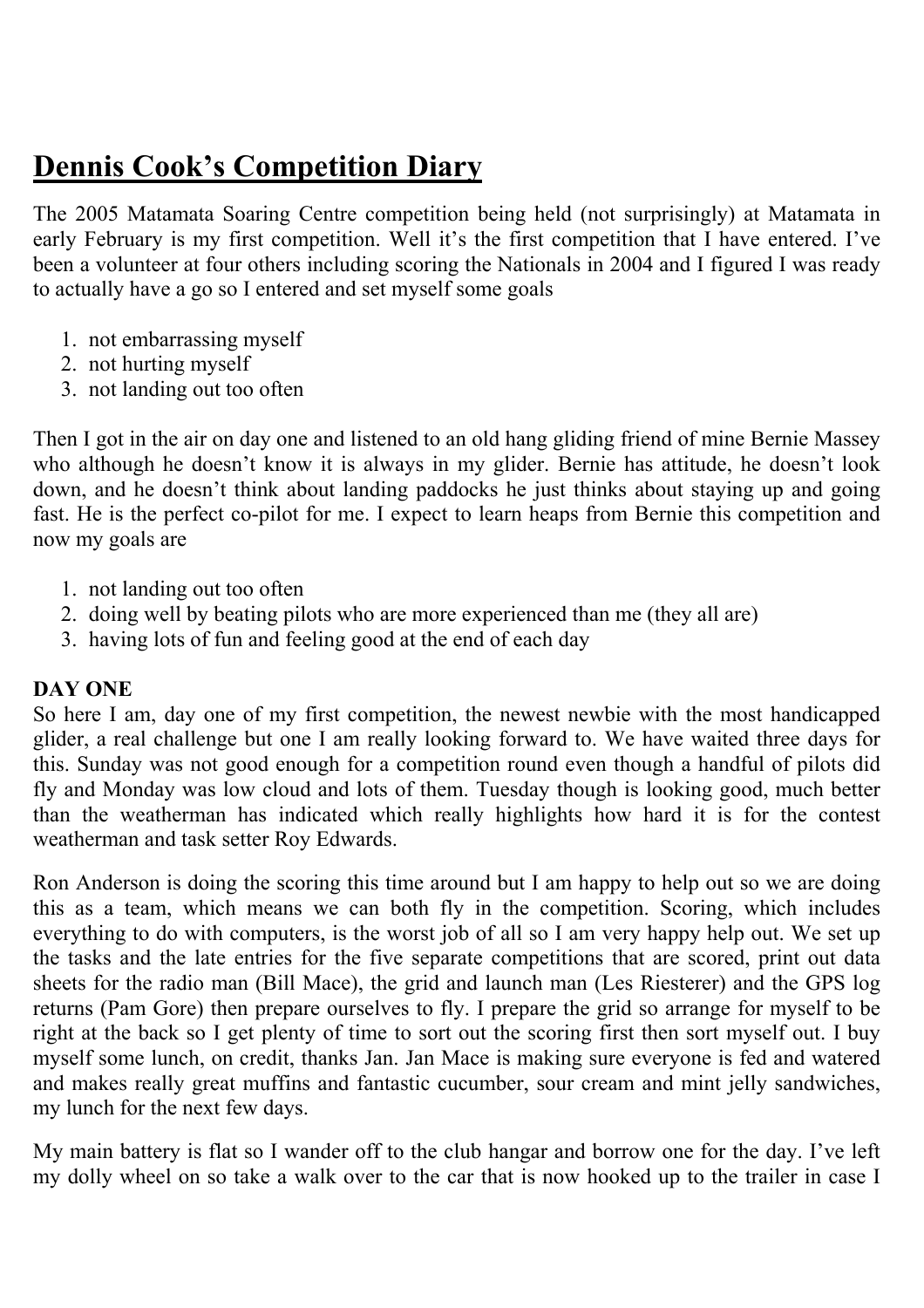# Dennis Cook's Competition Diary

The 2005 Matamata Soaring Centre competition being held (not surprisingly) at Matamata in early February is my first competition. Well it's the first competition that I have entered. I've been a volunteer at four others including scoring the Nationals in 2004 and I figured I was ready to actually have a go so I entered and set myself some goals

1. not embarrassing myself
2. not hurting myself
3. not landing out too often

Then I got in the air on day one and listened to an old hang gliding friend of mine Bernie Massey who although he doesn't know it is always in my glider. Bernie has attitude, he doesn't look down, and he doesn't think about landing paddocks he just thinks about staying up and going fast. He is the perfect co-pilot for me. I expect to learn heaps from Bernie this competition and now my goals are

1. not landing out too often
2. doing well by beating pilots who are more experienced than me (they all are)
3. having lots of fun and feeling good at the end of each day

**DAY ONE**
So here I am, day one of my first competition, the newest newbie with the most handicapped glider, a real challenge but one I am really looking forward to. We have waited three days for this. Sunday was not good enough for a competition round even though a handful of pilots did fly and Monday was low cloud and lots of them. Tuesday though is looking good, much better than the weatherman has indicated which really highlights how hard it is for the contest weatherman and task setter Roy Edwards.

Ron Anderson is doing the scoring this time around but I am happy to help out so we are doing this as a team, which means we can both fly in the competition. Scoring, which includes everything to do with computers, is the worst job of all so I am very happy help out. We set up the tasks and the late entries for the five separate competitions that are scored, print out data sheets for the radio man (Bill Mace), the grid and launch man (Les Riesterer) and the GPS log returns (Pam Gore) then prepare ourselves to fly. I prepare the grid so arrange for myself to be right at the back so I get plenty of time to sort out the scoring first then sort myself out. I buy myself some lunch, on credit, thanks Jan. Jan Mace is making sure everyone is fed and watered and makes really great muffins and fantastic cucumber, sour cream and mint jelly sandwiches, my lunch for the next few days.

My main battery is flat so I wander off to the club hangar and borrow one for the day. I've left my dolly wheel on so take a walk over to the car that is now hooked up to the trailer in case I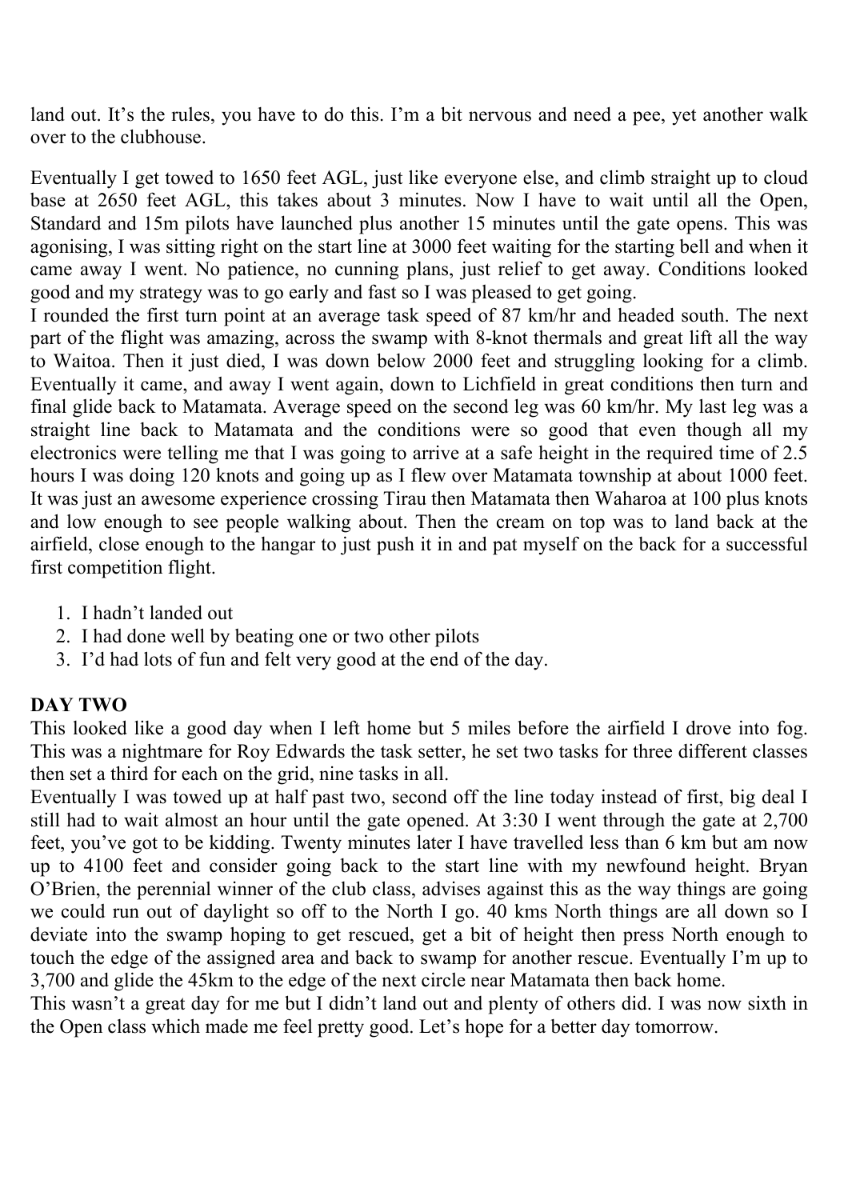land out. It's the rules, you have to do this. I'm a bit nervous and need a pee, yet another walk over to the clubhouse.

Eventually I get towed to 1650 feet AGL, just like everyone else, and climb straight up to cloud base at 2650 feet AGL, this takes about 3 minutes. Now I have to wait until all the Open, Standard and 15m pilots have launched plus another 15 minutes until the gate opens. This was agonising, I was sitting right on the start line at 3000 feet waiting for the starting bell and when it came away I went. No patience, no cunning plans, just relief to get away. Conditions looked good and my strategy was to go early and fast so I was pleased to get going.

I rounded the first turn point at an average task speed of 87 km/hr and headed south. The next part of the flight was amazing, across the swamp with 8-knot thermals and great lift all the way to Waitoa. Then it just died, I was down below 2000 feet and struggling looking for a climb. Eventually it came, and away I went again, down to Lichfield in great conditions then turn and final glide back to Matamata. Average speed on the second leg was 60 km/hr. My last leg was a straight line back to Matamata and the conditions were so good that even though all my electronics were telling me that I was going to arrive at a safe height in the required time of 2.5 hours I was doing 120 knots and going up as I flew over Matamata township at about 1000 feet. It was just an awesome experience crossing Tirau then Matamata then Waharoa at 100 plus knots and low enough to see people walking about. Then the cream on top was to land back at the airfield, close enough to the hangar to just push it in and pat myself on the back for a successful first competition flight.

1. I hadn't landed out
2. I had done well by beating one or two other pilots
3. I'd had lots of fun and felt very good at the end of the day.

**DAY TWO**

This looked like a good day when I left home but 5 miles before the airfield I drove into fog. This was a nightmare for Roy Edwards the task setter, he set two tasks for three different classes then set a third for each on the grid, nine tasks in all.

Eventually I was towed up at half past two, second off the line today instead of first, big deal I still had to wait almost an hour until the gate opened. At 3:30 I went through the gate at 2,700 feet, you've got to be kidding. Twenty minutes later I have travelled less than 6 km but am now up to 4100 feet and consider going back to the start line with my newfound height. Bryan O'Brien, the perennial winner of the club class, advises against this as the way things are going we could run out of daylight so off to the North I go. 40 kms North things are all down so I deviate into the swamp hoping to get rescued, get a bit of height then press North enough to touch the edge of the assigned area and back to swamp for another rescue. Eventually I'm up to 3,700 and glide the 45km to the edge of the next circle near Matamata then back home.

This wasn't a great day for me but I didn't land out and plenty of others did. I was now sixth in the Open class which made me feel pretty good. Let's hope for a better day tomorrow.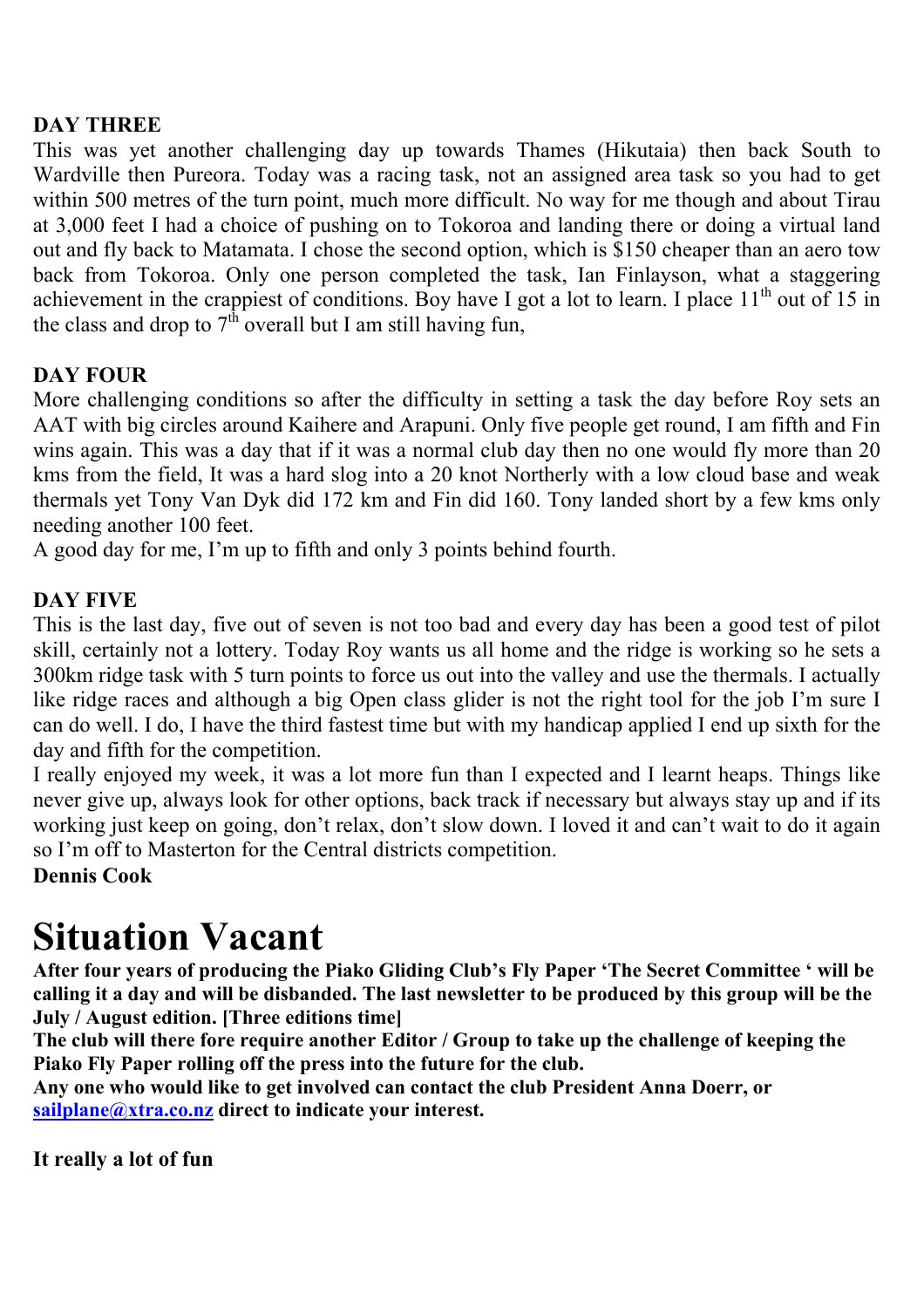**DAY THREE**

This was yet another challenging day up towards Thames (Hikutaia) then back South to Wardville then Pureora. Today was a racing task, not an assigned area task so you had to get within 500 metres of the turn point, much more difficult. No way for me though and about Tirau at 3,000 feet I had a choice of pushing on to Tokoroa and landing there or doing a virtual land out and fly back to Matamata. I chose the second option, which is $150 cheaper than an aero tow back from Tokoroa. Only one person completed the task, Ian Finlayson, what a staggering achievement in the crappiest of conditions. Boy have I got a lot to learn. I place 11th out of 15 in the class and drop to 7th overall but I am still having fun,

**DAY FOUR**

More challenging conditions so after the difficulty in setting a task the day before Roy sets an AAT with big circles around Kaihere and Arapuni. Only five people get round, I am fifth and Fin wins again. This was a day that if it was a normal club day then no one would fly more than 20 kms from the field, It was a hard slog into a 20 knot Northerly with a low cloud base and weak thermals yet Tony Van Dyk did 172 km and Fin did 160. Tony landed short by a few kms only needing another 100 feet.

A good day for me, I'm up to fifth and only 3 points behind fourth.

**DAY FIVE**

This is the last day, five out of seven is not too bad and every day has been a good test of pilot skill, certainly not a lottery. Today Roy wants us all home and the ridge is working so he sets a 300km ridge task with 5 turn points to force us out into the valley and use the thermals. I actually like ridge races and although a big Open class glider is not the right tool for the job I'm sure I can do well. I do, I have the third fastest time but with my handicap applied I end up sixth for the day and fifth for the competition.

I really enjoyed my week, it was a lot more fun than I expected and I learnt heaps. Things like never give up, always look for other options, back track if necessary but always stay up and if its working just keep on going, don't relax, don't slow down. I loved it and can't wait to do it again so I'm off to Masterton for the Central districts competition.

**Dennis Cook**

# Situation Vacant

**After four years of producing the Piako Gliding Club's Fly Paper 'The Secret Committee ' will be calling it a day and will be disbanded. The last newsletter to be produced by this group will be the July / August edition. [Three editions time]**

**The club will there fore require another Editor / Group to take up the challenge of keeping the Piako Fly Paper rolling off the press into the future for the club.**

**Any one who would like to get involved can contact the club President Anna Doerr, or [sailplane@xtra.co.nz](mailto:sailplane@xtra.co.nz) direct to indicate your interest.**

**It really a lot of fun**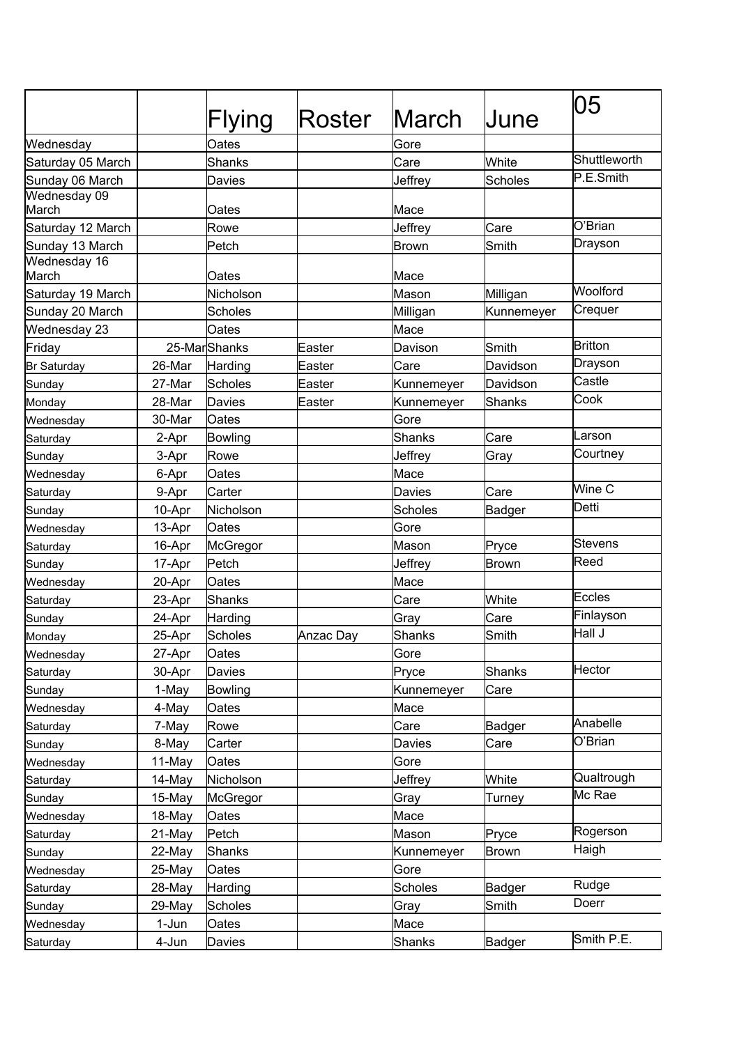| | | Flying | Roster | March | June | 05 |
|---|---|---|---|---|---|---|
| Wednesday | | Oates | | Gore | | |
| Saturday 05 March | | Shanks | | Care | White | Shuttleworth |
| Sunday 06 March | | Davies | | Jeffrey | Scholes | P.E.Smith |
| Wednesday 09 March | | Oates | | Mace | | |
| Saturday 12 March | | Rowe | | Jeffrey | Care | O'Brian |
| Sunday 13 March | | Petch | | Brown | Smith | Drayson |
| Wednesday 16 March | | Oates | | Mace | | |
| Saturday 19 March | | Nicholson | | Mason | Milligan | Woolford |
| Sunday 20 March | | Scholes | | Milligan | Kunnemeyer | Crequer |
| Wednesday 23 | | Oates | | Mace | | |
| Friday | 25-Mar | Shanks | Easter | Davison | Smith | Britton |
| Br Saturday | 26-Mar | Harding | Easter | Care | Davidson | Drayson |
| Sunday | 27-Mar | Scholes | Easter | Kunnemeyer | Davidson | Castle |
| Monday | 28-Mar | Davies | Easter | Kunnemeyer | Shanks | Cook |
| Wednesday | 30-Mar | Oates | | Gore | | |
| Saturday | 2-Apr | Bowling | | Shanks | Care | Larson |
| Sunday | 3-Apr | Rowe | | Jeffrey | Gray | Courtney |
| Wednesday | 6-Apr | Oates | | Mace | | |
| Saturday | 9-Apr | Carter | | Davies | Care | Wine C |
| Sunday | 10-Apr | Nicholson | | Scholes | Badger | Detti |
| Wednesday | 13-Apr | Oates | | Gore | | |
| Saturday | 16-Apr | McGregor | | Mason | Pryce | Stevens |
| Sunday | 17-Apr | Petch | | Jeffrey | Brown | Reed |
| Wednesday | 20-Apr | Oates | | Mace | | |
| Saturday | 23-Apr | Shanks | | Care | White | Eccles |
| Sunday | 24-Apr | Harding | | Gray | Care | Finlayson |
| Monday | 25-Apr | Scholes | Anzac Day | Shanks | Smith | Hall J |
| Wednesday | 27-Apr | Oates | | Gore | | |
| Saturday | 30-Apr | Davies | | Pryce | Shanks | Hector |
| Sunday | 1-May | Bowling | | Kunnemeyer | Care | |
| Wednesday | 4-May | Oates | | Mace | | |
| Saturday | 7-May | Rowe | | Care | Badger | Anabelle |
| Sunday | 8-May | Carter | | Davies | Care | O'Brian |
| Wednesday | 11-May | Oates | | Gore | | |
| Saturday | 14-May | Nicholson | | Jeffrey | White | Qualtrough |
| Sunday | 15-May | McGregor | | Gray | Turney | Mc Rae |
| Wednesday | 18-May | Oates | | Mace | | |
| Saturday | 21-May | Petch | | Mason | Pryce | Rogerson |
| Sunday | 22-May | Shanks | | Kunnemeyer | Brown | Haigh |
| Wednesday | 25-May | Oates | | Gore | | |
| Saturday | 28-May | Harding | | Scholes | Badger | Rudge |
| Sunday | 29-May | Scholes | | Gray | Smith | Doerr |
| Wednesday | 1-Jun | Oates | | Mace | | |
| Saturday | 4-Jun | Davies | | Shanks | Badger | Smith P.E. |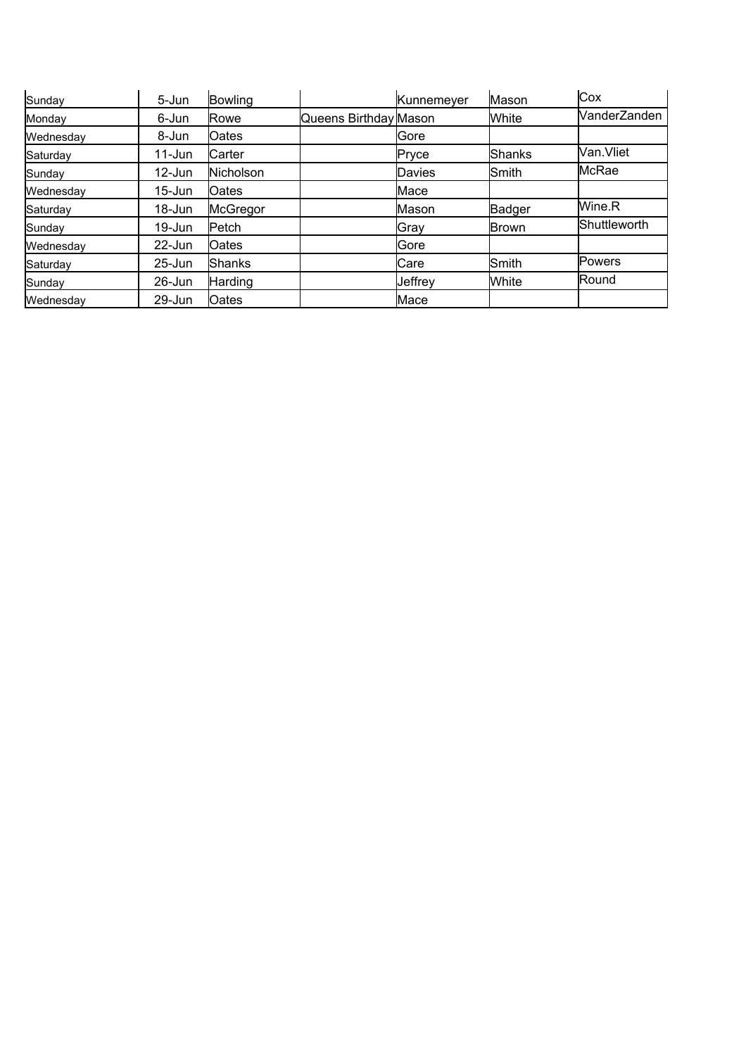| | | | | | | |
|---|---|---|---|---|---|---|
| Sunday | 5-Jun | Bowling | | Kunnemeyer | Mason | Cox |
| Monday | 6-Jun | Rowe | Queens Birthday | Mason | White | VanderZanden |
| Wednesday | 8-Jun | Oates | | Gore | | |
| Saturday | 11-Jun | Carter | | Pryce | Shanks | Van.Vliet |
| Sunday | 12-Jun | Nicholson | | Davies | Smith | McRae |
| Wednesday | 15-Jun | Oates | | Mace | | |
| Saturday | 18-Jun | McGregor | | Mason | Badger | Wine.R |
| Sunday | 19-Jun | Petch | | Gray | Brown | Shuttleworth |
| Wednesday | 22-Jun | Oates | | Gore | | |
| Saturday | 25-Jun | Shanks | | Care | Smith | Powers |
| Sunday | 26-Jun | Harding | | Jeffrey | White | Round |
| Wednesday | 29-Jun | Oates | | Mace | | |